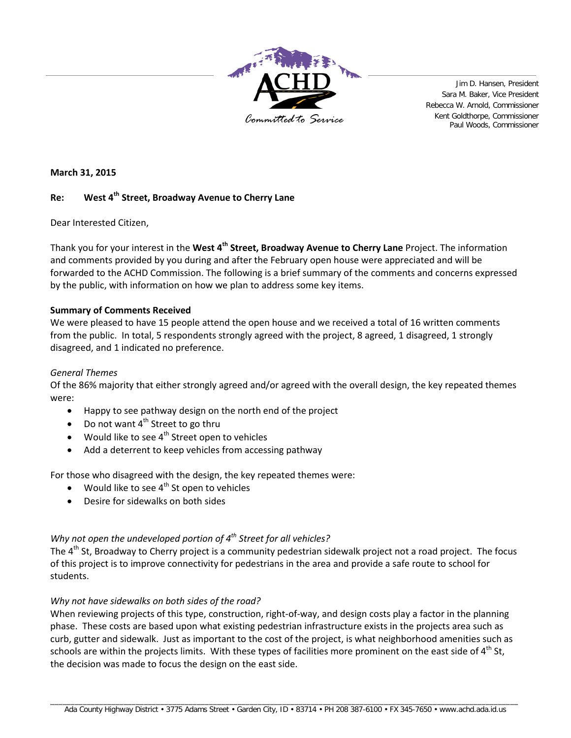ACHD

*Committed to Service*

Jim D. Hansen, President
Sara M. Baker, Vice President
Rebecca W. Arnold, Commissioner
Kent Goldthorpe, Commissioner
Paul Woods, Commissioner

**March 31, 2015**

**Re: West 4th Street, Broadway Avenue to Cherry Lane**

Dear Interested Citizen,

Thank you for your interest in the **West 4th Street, Broadway Avenue to Cherry Lane** Project. The information and comments provided by you during and after the February open house were appreciated and will be forwarded to the ACHD Commission. The following is a brief summary of the comments and concerns expressed by the public, with information on how we plan to address some key items.

**Summary of Comments Received**

We were pleased to have 15 people attend the open house and we received a total of 16 written comments from the public. In total, 5 respondents strongly agreed with the project, 8 agreed, 1 disagreed, 1 strongly disagreed, and 1 indicated no preference.

*General Themes*

Of the 86% majority that either strongly agreed and/or agreed with the overall design, the key repeated themes were:

- Happy to see pathway design on the north end of the project
- Do not want 4th Street to go thru
- Would like to see 4th Street open to vehicles
- Add a deterrent to keep vehicles from accessing pathway

For those who disagreed with the design, the key repeated themes were:

- Would like to see 4th St open to vehicles
- Desire for sidewalks on both sides

*Why not open the undeveloped portion of 4th Street for all vehicles?*

The 4th St, Broadway to Cherry project is a community pedestrian sidewalk project not a road project. The focus of this project is to improve connectivity for pedestrians in the area and provide a safe route to school for students.

*Why not have sidewalks on both sides of the road?*

When reviewing projects of this type, construction, right-of-way, and design costs play a factor in the planning phase. These costs are based upon what existing pedestrian infrastructure exists in the projects area such as curb, gutter and sidewalk. Just as important to the cost of the project, is what neighborhood amenities such as schools are within the projects limits. With these types of facilities more prominent on the east side of 4th St, the decision was made to focus the design on the east side.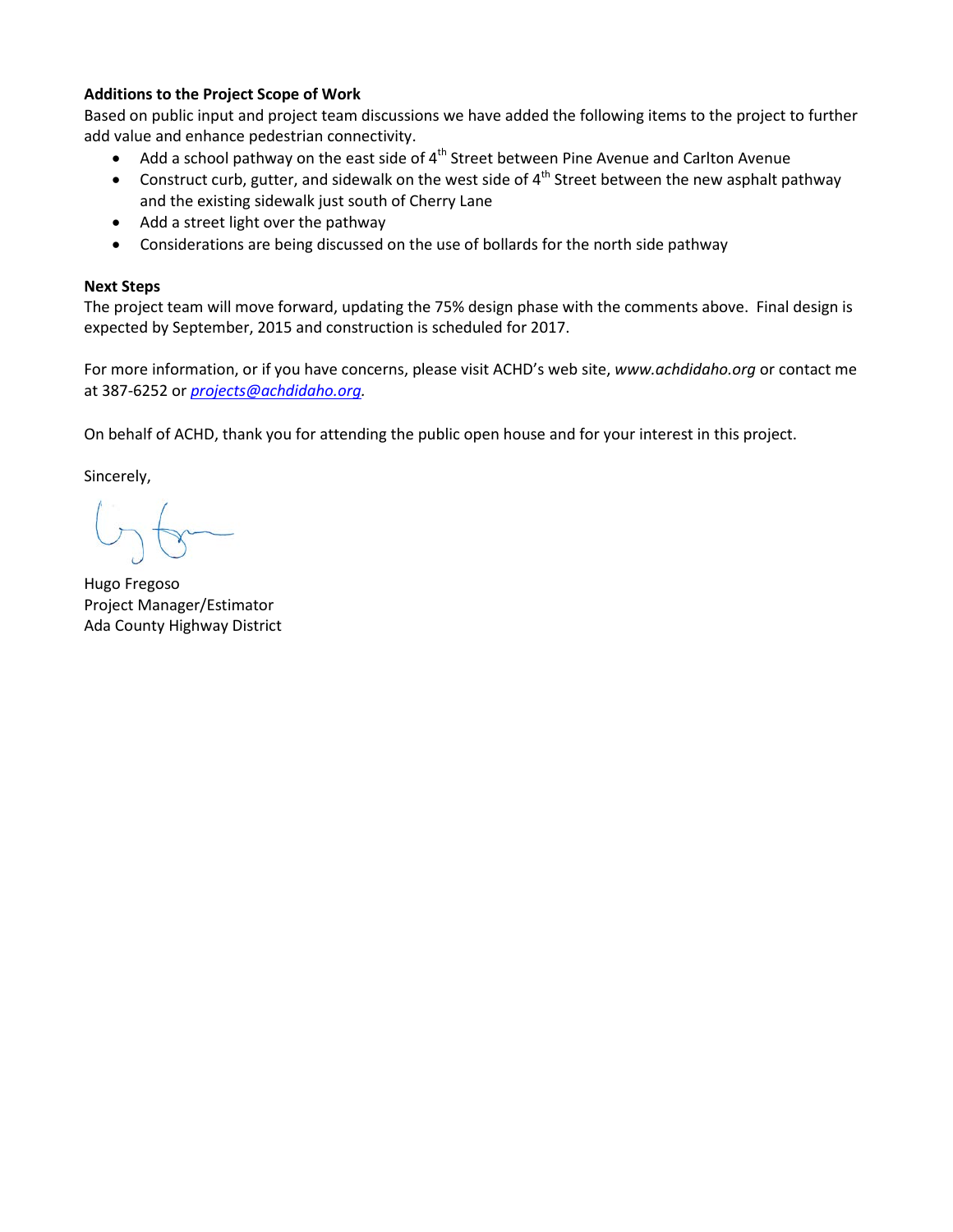**Additions to the Project Scope of Work**

Based on public input and project team discussions we have added the following items to the project to further add value and enhance pedestrian connectivity.

- Add a school pathway on the east side of 4th Street between Pine Avenue and Carlton Avenue
- Construct curb, gutter, and sidewalk on the west side of 4th Street between the new asphalt pathway and the existing sidewalk just south of Cherry Lane
- Add a street light over the pathway
- Considerations are being discussed on the use of bollards for the north side pathway

**Next Steps**

The project team will move forward, updating the 75% design phase with the comments above. Final design is expected by September, 2015 and construction is scheduled for 2017.

For more information, or if you have concerns, please visit ACHD's web site, *www.achdidaho.org* or contact me at 387-6252 or *projects@achdidaho.org.*

On behalf of ACHD, thank you for attending the public open house and for your interest in this project.

Sincerely,

Hugo Fregoso
Project Manager/Estimator
Ada County Highway District